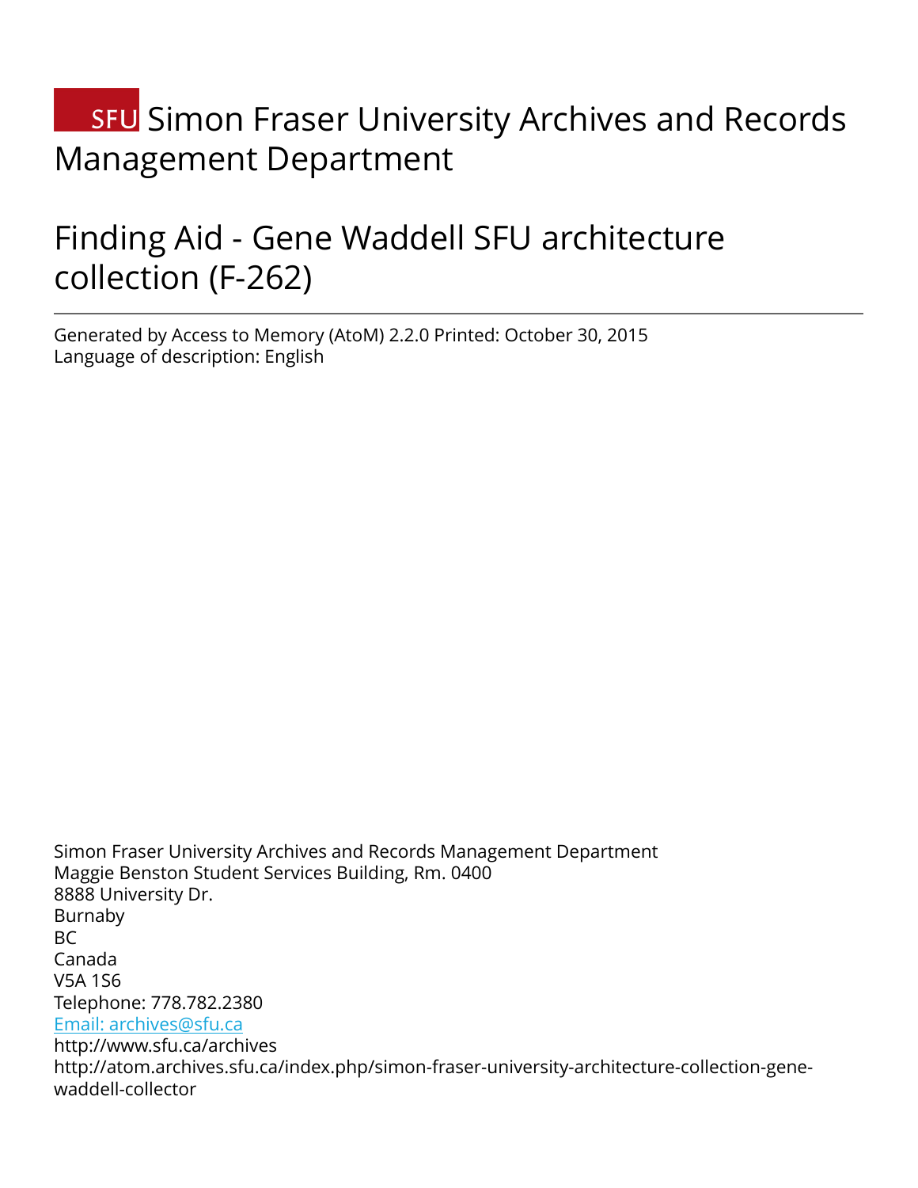# SFU Simon Fraser University Archives and Records Management Department

# Finding Aid - Gene Waddell SFU architecture collection (F-262)

---

Generated by Access to Memory (AtoM) 2.2.0 Printed: October 30, 2015
Language of description: English

Simon Fraser University Archives and Records Management Department
Maggie Benston Student Services Building, Rm. 0400
8888 University Dr.
Burnaby
BC
Canada
V5A 1S6
Telephone: 778.782.2380
Email: archives@sfu.ca
http://www.sfu.ca/archives
http://atom.archives.sfu.ca/index.php/simon-fraser-university-architecture-collection-gene-waddell-collector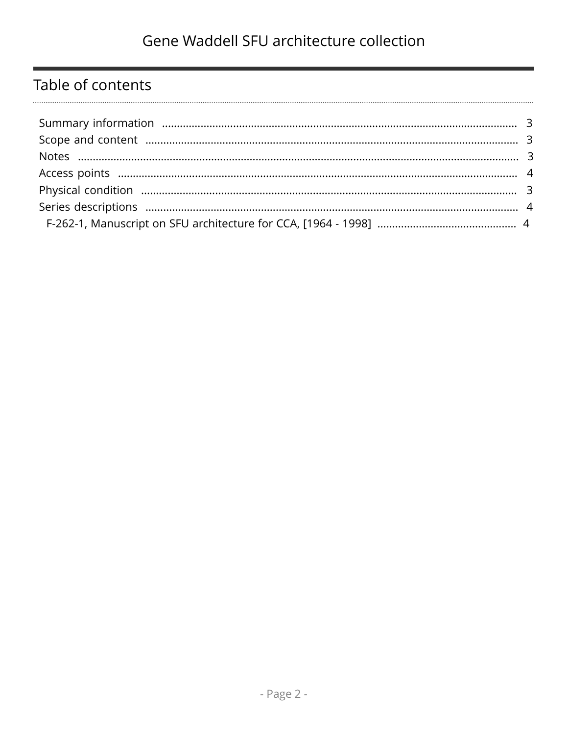## Table of contents

- Summary information ........................................................ 3
- Scope and content ........................................................ 3
- Notes ........................................................ 3
- Access points ........................................................ 4
- Physical condition ........................................................ 3
- Series descriptions ........................................................ 4
  - F-262-1, Manuscript on SFU architecture for CCA, [1964 - 1998] ........................................................ 4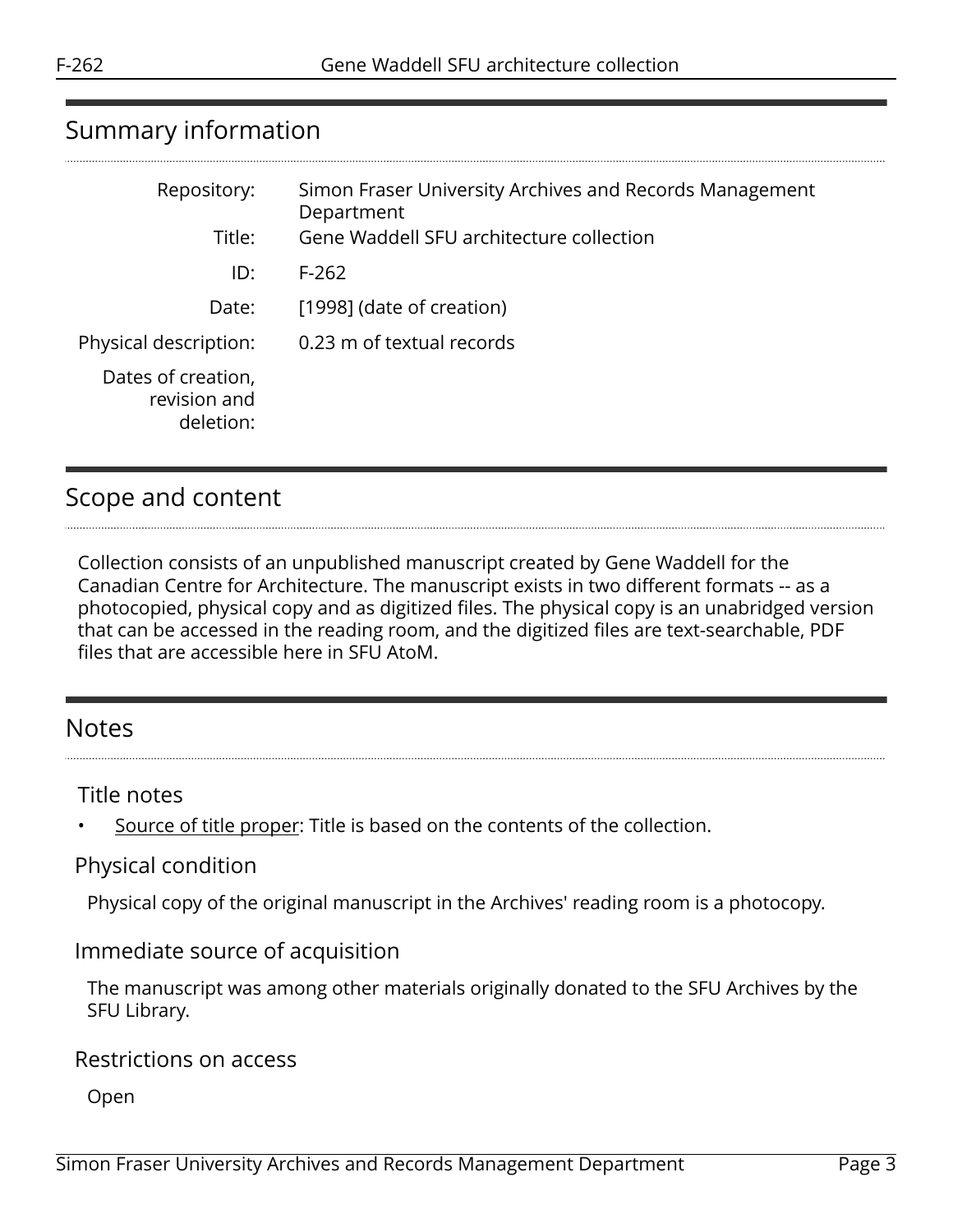## Summary information

| | |
|---|---|
| Repository: | Simon Fraser University Archives and Records Management Department |
| Title: | Gene Waddell SFU architecture collection |
| ID: | F-262 |
| Date: | [1998] (date of creation) |
| Physical description: | 0.23 m of textual records |
| Dates of creation, revision and deletion: | |

## Scope and content

Collection consists of an unpublished manuscript created by Gene Waddell for the Canadian Centre for Architecture. The manuscript exists in two different formats -- as a photocopied, physical copy and as digitized files. The physical copy is an unabridged version that can be accessed in the reading room, and the digitized files are text-searchable, PDF files that are accessible here in SFU AtoM.

## Notes

### Title notes

- Source of title proper: Title is based on the contents of the collection.

### Physical condition

Physical copy of the original manuscript in the Archives' reading room is a photocopy.

### Immediate source of acquisition

The manuscript was among other materials originally donated to the SFU Archives by the SFU Library.

### Restrictions on access

Open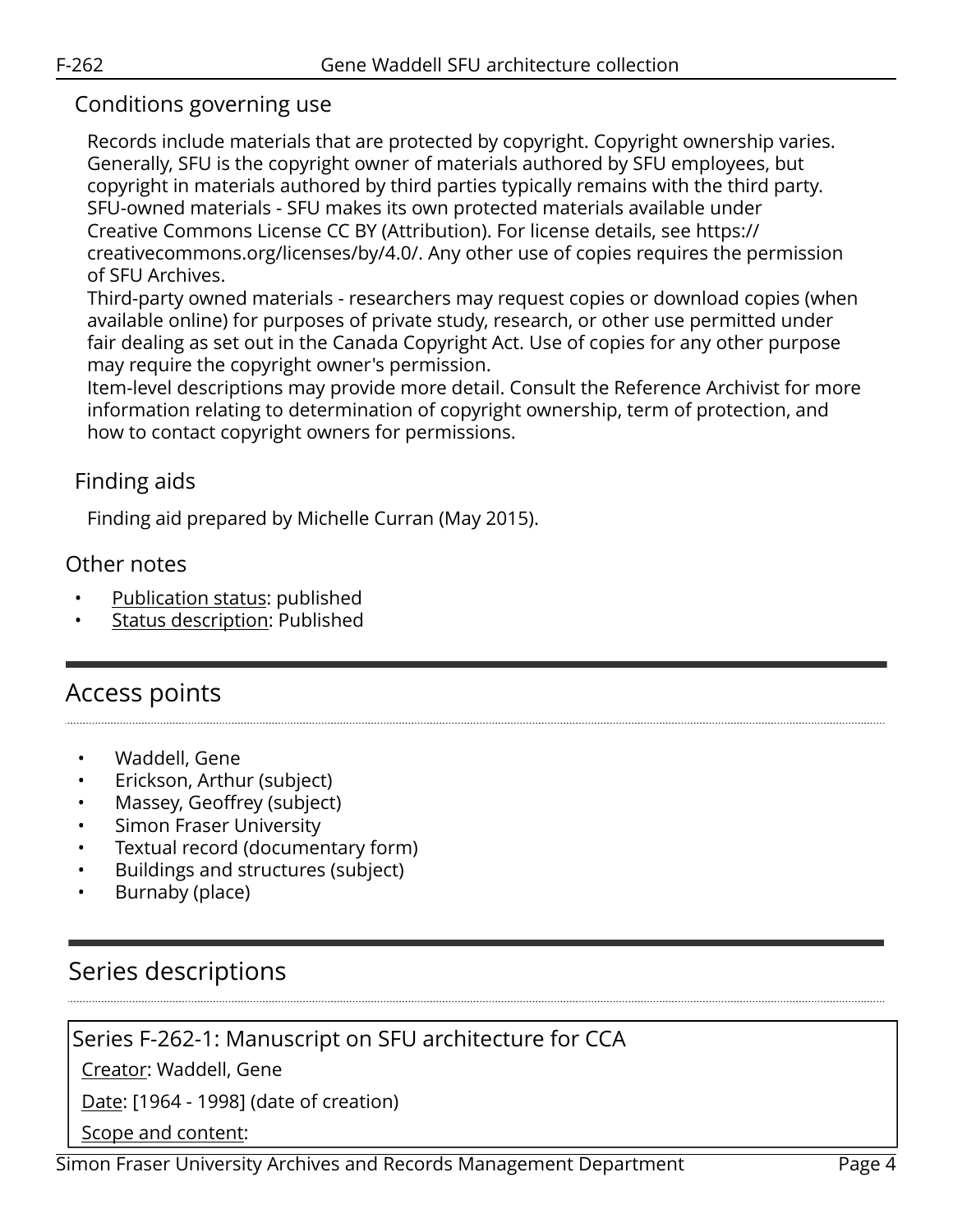### Conditions governing use

Records include materials that are protected by copyright. Copyright ownership varies. Generally, SFU is the copyright owner of materials authored by SFU employees, but copyright in materials authored by third parties typically remains with the third party. SFU-owned materials - SFU makes its own protected materials available under Creative Commons License CC BY (Attribution). For license details, see https://creativecommons.org/licenses/by/4.0/. Any other use of copies requires the permission of SFU Archives.
Third-party owned materials - researchers may request copies or download copies (when available online) for purposes of private study, research, or other use permitted under fair dealing as set out in the Canada Copyright Act. Use of copies for any other purpose may require the copyright owner's permission.
Item-level descriptions may provide more detail. Consult the Reference Archivist for more information relating to determination of copyright ownership, term of protection, and how to contact copyright owners for permissions.

### Finding aids

Finding aid prepared by Michelle Curran (May 2015).

### Other notes

- Publication status: published
- Status description: Published

## Access points

- Waddell, Gene
- Erickson, Arthur (subject)
- Massey, Geoffrey (subject)
- Simon Fraser University
- Textual record (documentary form)
- Buildings and structures (subject)
- Burnaby (place)

## Series descriptions

### Series F-262-1: Manuscript on SFU architecture for CCA

Creator: Waddell, Gene

Date: [1964 - 1998] (date of creation)

Scope and content: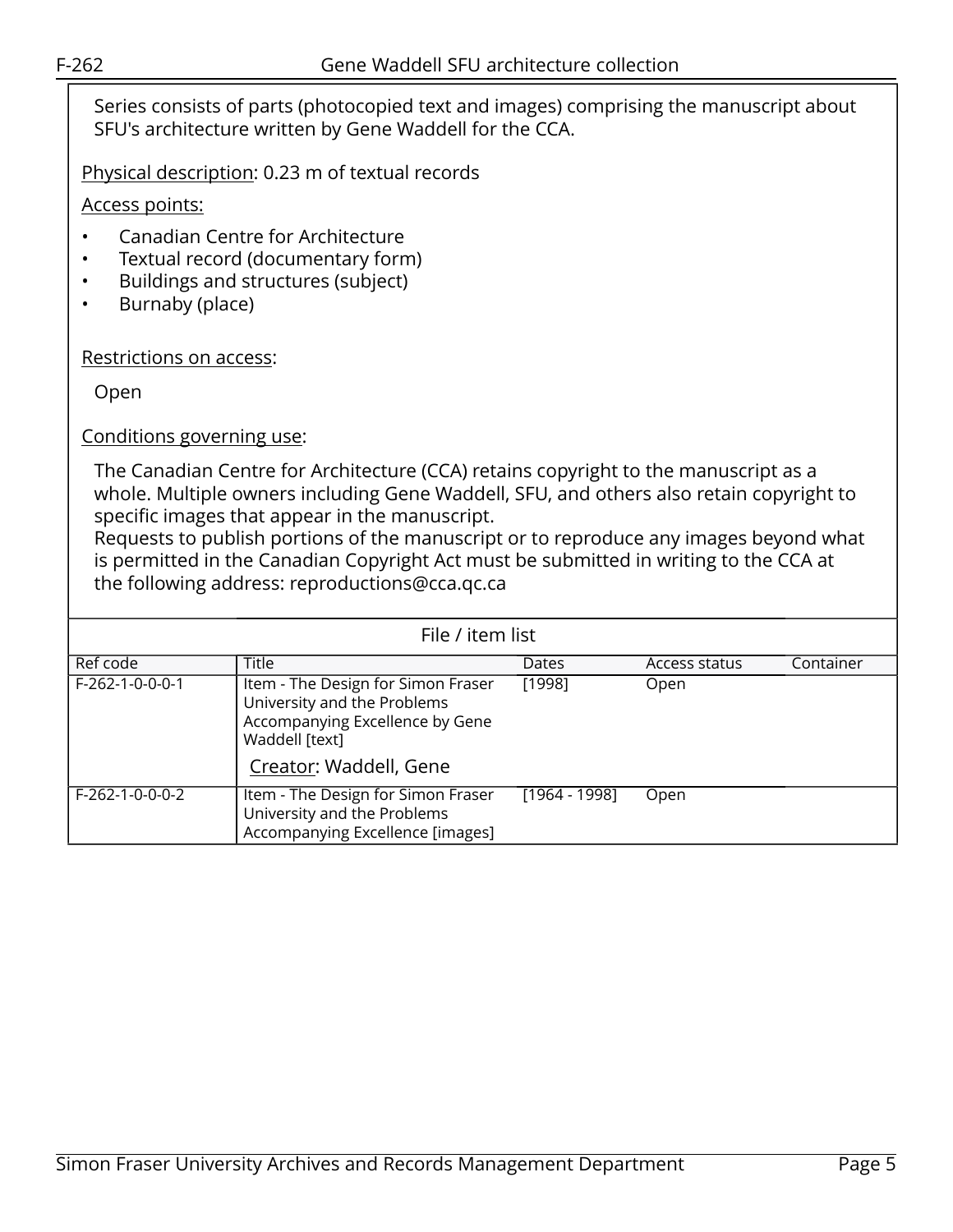Series consists of parts (photocopied text and images) comprising the manuscript about SFU's architecture written by Gene Waddell for the CCA.

Physical description: 0.23 m of textual records

Access points:

- Canadian Centre for Architecture
- Textual record (documentary form)
- Buildings and structures (subject)
- Burnaby (place)

Restrictions on access:

Open

Conditions governing use:

The Canadian Centre for Architecture (CCA) retains copyright to the manuscript as a whole. Multiple owners including Gene Waddell, SFU, and others also retain copyright to specific images that appear in the manuscript.
Requests to publish portions of the manuscript or to reproduce any images beyond what is permitted in the Canadian Copyright Act must be submitted in writing to the CCA at the following address: reproductions@cca.qc.ca

File / item list

| Ref code | Title | Dates | Access status | Container |
|---|---|---|---|---|
| F-262-1-0-0-0-1 | Item - The Design for Simon Fraser University and the Problems Accompanying Excellence by Gene Waddell [text]<br>Creator: Waddell, Gene | [1998] | Open | |
| F-262-1-0-0-0-2 | Item - The Design for Simon Fraser University and the Problems Accompanying Excellence [images] | [1964 - 1998] | Open | |